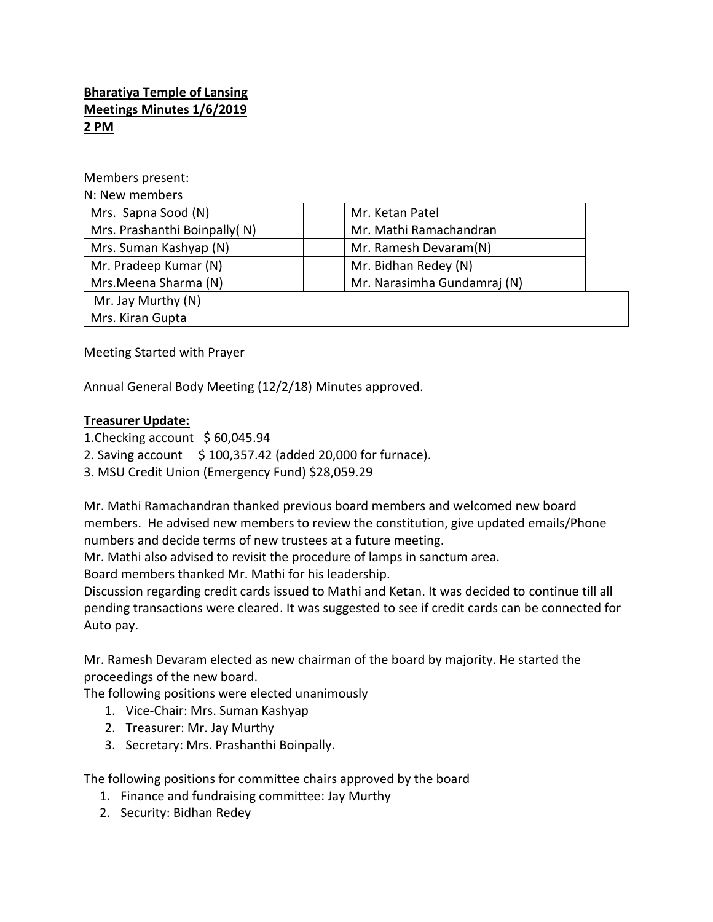**Bharatiya Temple of Lansing**
**Meetings Minutes 1/6/2019**
**2 PM**

Members present:
N: New members

| | | |
|---|---|---|
| Mrs. Sapna Sood (N) | | Mr. Ketan Patel |
| Mrs. Prashanthi Boinpally( N) | | Mr. Mathi Ramachandran |
| Mrs. Suman Kashyap (N) | | Mr. Ramesh Devaram(N) |
| Mr. Pradeep Kumar (N) | | Mr. Bidhan Redey (N) |
| Mrs.Meena Sharma (N) | | Mr. Narasimha Gundamraj (N) |
| Mr. Jay Murthy (N) | | |
| Mrs. Kiran Gupta | | |

Meeting Started with Prayer

Annual General Body Meeting (12/2/18) Minutes approved.

**Treasurer Update:**

1.Checking account $ 60,045.94
2. Saving account $ 100,357.42 (added 20,000 for furnace).
3. MSU Credit Union (Emergency Fund) $28,059.29

Mr. Mathi Ramachandran thanked previous board members and welcomed new board members. He advised new members to review the constitution, give updated emails/Phone numbers and decide terms of new trustees at a future meeting.
Mr. Mathi also advised to revisit the procedure of lamps in sanctum area.
Board members thanked Mr. Mathi for his leadership.
Discussion regarding credit cards issued to Mathi and Ketan. It was decided to continue till all pending transactions were cleared. It was suggested to see if credit cards can be connected for Auto pay.

Mr. Ramesh Devaram elected as new chairman of the board by majority. He started the proceedings of the new board.
The following positions were elected unanimously

1. Vice-Chair: Mrs. Suman Kashyap
2. Treasurer: Mr. Jay Murthy
3. Secretary: Mrs. Prashanthi Boinpally.

The following positions for committee chairs approved by the board

1. Finance and fundraising committee: Jay Murthy
2. Security: Bidhan Redey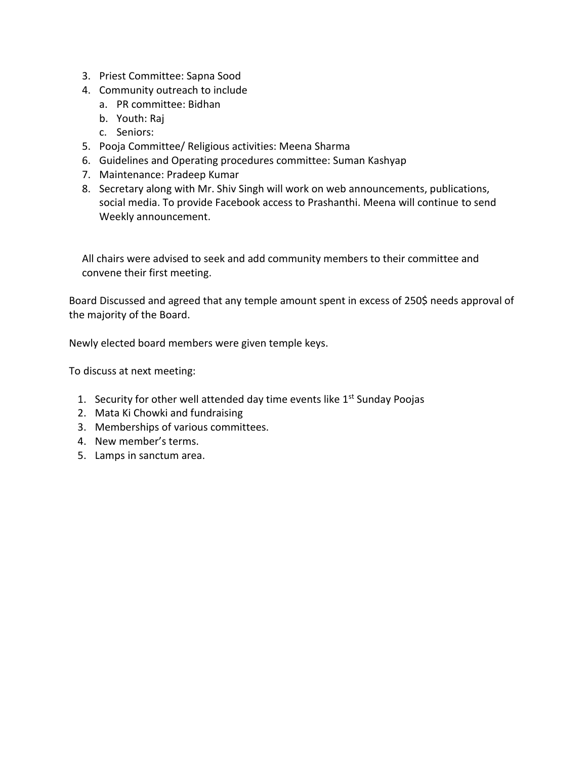3. Priest Committee: Sapna Sood
4. Community outreach to include
   a. PR committee: Bidhan
   b. Youth: Raj
   c. Seniors:
5. Pooja Committee/ Religious activities: Meena Sharma
6. Guidelines and Operating procedures committee: Suman Kashyap
7. Maintenance: Pradeep Kumar
8. Secretary along with Mr. Shiv Singh will work on web announcements, publications, social media. To provide Facebook access to Prashanthi. Meena will continue to send Weekly announcement.

All chairs were advised to seek and add community members to their committee and convene their first meeting.

Board Discussed and agreed that any temple amount spent in excess of 250$ needs approval of the majority of the Board.

Newly elected board members were given temple keys.

To discuss at next meeting:

1. Security for other well attended day time events like 1st Sunday Poojas
2. Mata Ki Chowki and fundraising
3. Memberships of various committees.
4. New member's terms.
5. Lamps in sanctum area.